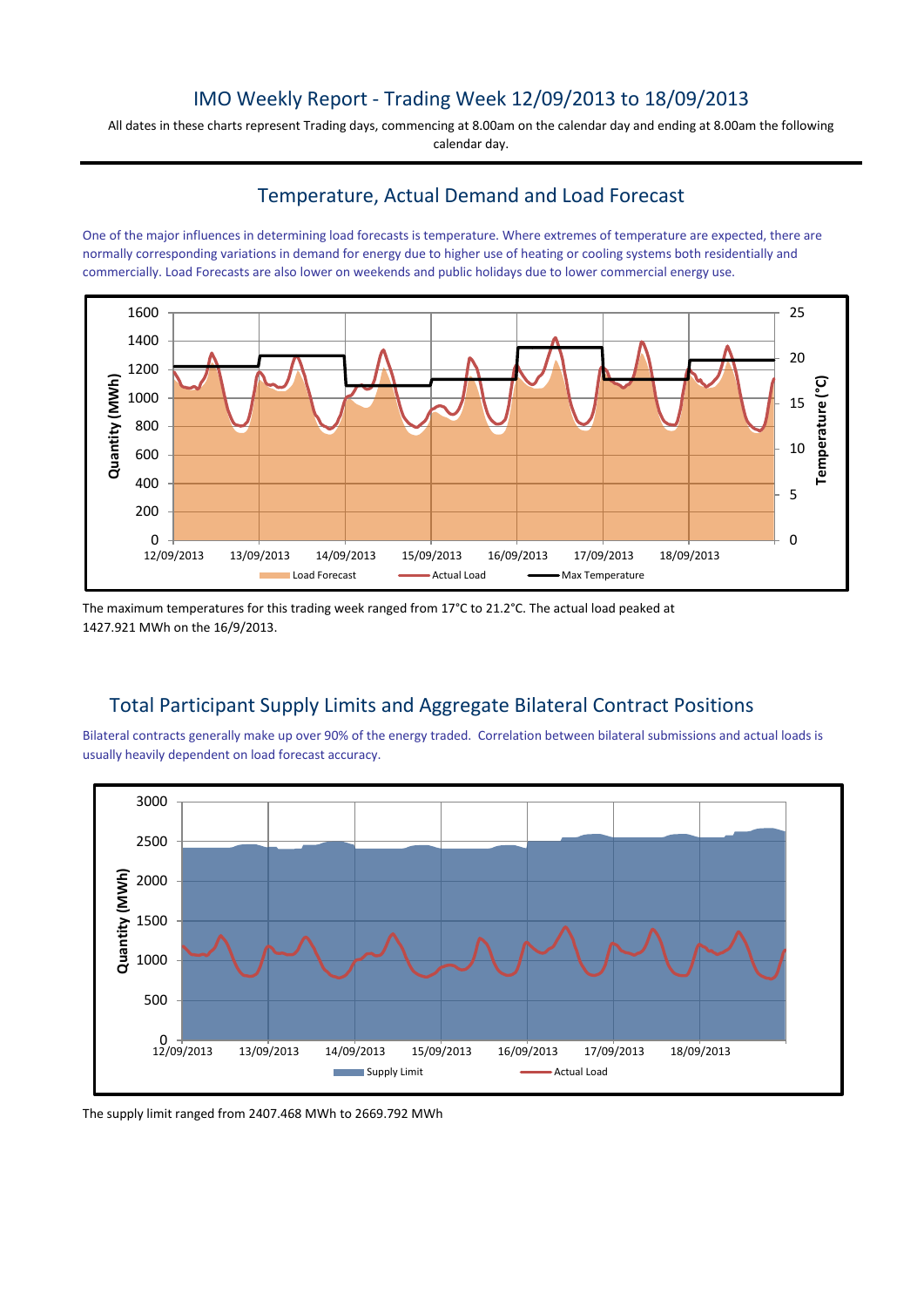# IMO Weekly Report - Trading Week 12/09/2013 to 18/09/2013

All dates in these charts represent Trading days, commencing at 8.00am on the calendar day and ending at 8.00am the following calendar day.

## Temperature, Actual Demand and Load Forecast

One of the major influences in determining load forecasts is temperature. Where extremes of temperature are expected, there are normally corresponding variations in demand for energy due to higher use of heating or cooling systems both residentially and commercially. Load Forecasts are also lower on weekends and public holidays due to lower commercial energy use.

The maximum temperatures for this trading week ranged from 17°C to 21.2°C. The actual load peaked at 1427.921 MWh on the 16/9/2013.

## Total Participant Supply Limits and Aggregate Bilateral Contract Positions

Bilateral contracts generally make up over 90% of the energy traded. Correlation between bilateral submissions and actual loads is usually heavily dependent on load forecast accuracy.

The supply limit ranged from 2407.468 MWh to 2669.792 MWh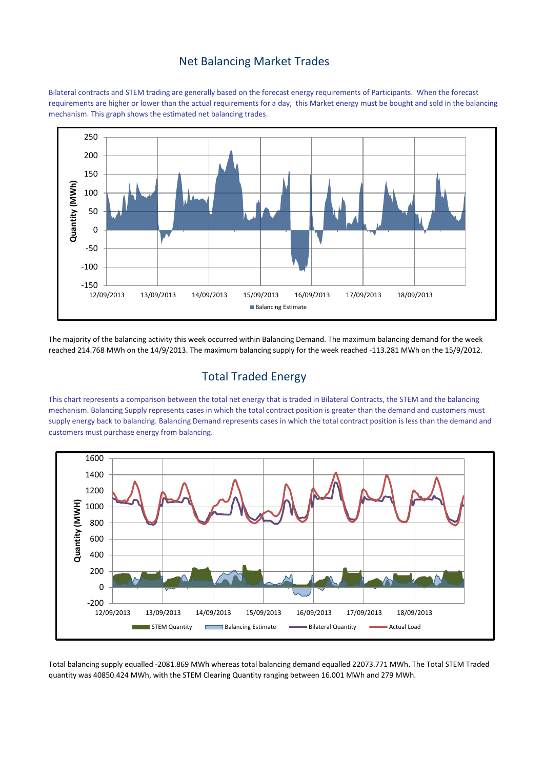## Net Balancing Market Trades

Bilateral contracts and STEM trading are generally based on the forecast energy requirements of Participants. When the forecast requirements are higher or lower than the actual requirements for a day, this Market energy must be bought and sold in the balancing mechanism. This graph shows the estimated net balancing trades.

The majority of the balancing activity this week occurred within Balancing Demand. The maximum balancing demand for the week reached 214.768 MWh on the 14/9/2013. The maximum balancing supply for the week reached -113.281 MWh on the 15/9/2012.

## Total Traded Energy

This chart represents a comparison between the total net energy that is traded in Bilateral Contracts, the STEM and the balancing mechanism. Balancing Supply represents cases in which the total contract position is greater than the demand and customers must supply energy back to balancing. Balancing Demand represents cases in which the total contract position is less than the demand and customers must purchase energy from balancing.

Total balancing supply equalled -2081.869 MWh whereas total balancing demand equalled 22073.771 MWh. The Total STEM Traded quantity was 40850.424 MWh, with the STEM Clearing Quantity ranging between 16.001 MWh and 279 MWh.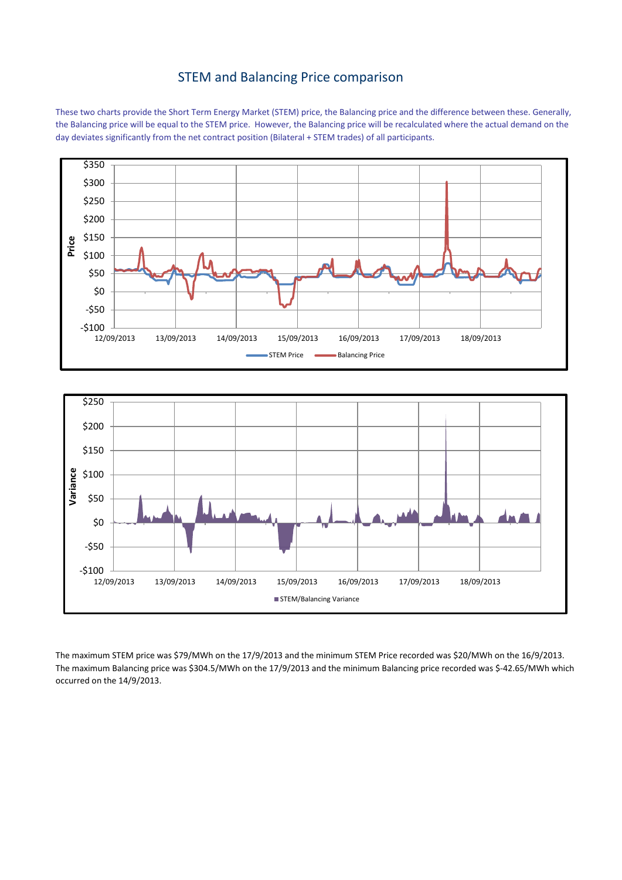# STEM and Balancing Price comparison

These two charts provide the Short Term Energy Market (STEM) price, the Balancing price and the difference between these. Generally, the Balancing price will be equal to the STEM price. However, the Balancing price will be recalculated where the actual demand on the day deviates significantly from the net contract position (Bilateral + STEM trades) of all participants.

Price

$350
$300
$250
$200
$150
$100
$50
$0
-$50
-$100

12/09/2013 13/09/2013 14/09/2013 15/09/2013 16/09/2013 17/09/2013 18/09/2013

STEM Price
Balancing Price

Variance

$250
$200
$150
$100
$50
$0
-$50
-$100

12/09/2013 13/09/2013 14/09/2013 15/09/2013 16/09/2013 17/09/2013 18/09/2013

STEM/Balancing Variance

The maximum STEM price was $79/MWh on the 17/9/2013 and the minimum STEM Price recorded was $20/MWh on the 16/9/2013. The maximum Balancing price was $304.5/MWh on the 17/9/2013 and the minimum Balancing price recorded was $-42.65/MWh which occurred on the 14/9/2013.